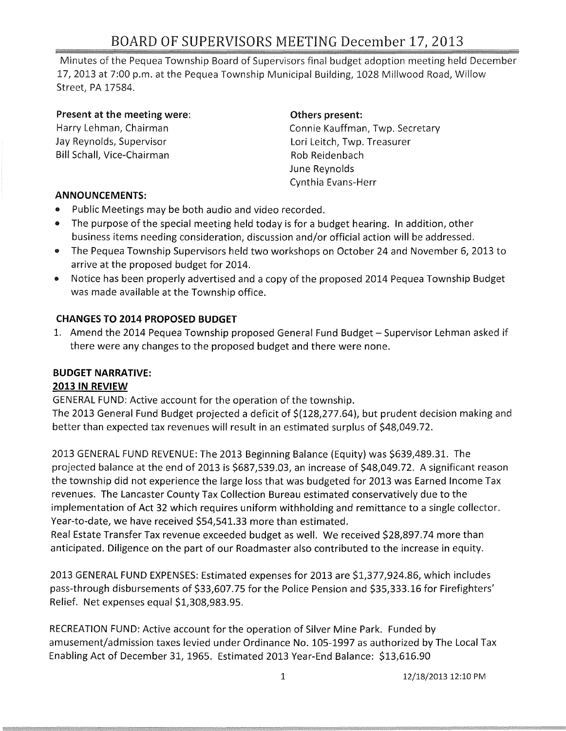# BOARD OF SUPERVISORS MEETING December 17, 2013

Minutes of the Pequea Township Board of Supervisors final budget adoption meeting held December 17, 2013 at 7:00 p.m. at the Pequea Township Municipal Building, 1028 Millwood Road, Willow Street, PA 17584.

**Present at the meeting were:**
Harry Lehman, Chairman
Jay Reynolds, Supervisor
Bill Schall, Vice-Chairman

**Others present:**
Connie Kauffman, Twp. Secretary
Lori Leitch, Twp. Treasurer
Rob Reidenbach
June Reynolds
Cynthia Evans-Herr

### ANNOUNCEMENTS:

- Public Meetings may be both audio and video recorded.
- The purpose of the special meeting held today is for a budget hearing. In addition, other business items needing consideration, discussion and/or official action will be addressed.
- The Pequea Township Supervisors held two workshops on October 24 and November 6, 2013 to arrive at the proposed budget for 2014.
- Notice has been properly advertised and a copy of the proposed 2014 Pequea Township Budget was made available at the Township office.

### CHANGES TO 2014 PROPOSED BUDGET

1. Amend the 2014 Pequea Township proposed General Fund Budget – Supervisor Lehman asked if there were any changes to the proposed budget and there were none.

### BUDGET NARRATIVE:

**2013 IN REVIEW**

GENERAL FUND: Active account for the operation of the township.
The 2013 General Fund Budget projected a deficit of $(128,277.64), but prudent decision making and better than expected tax revenues will result in an estimated surplus of $48,049.72.

2013 GENERAL FUND REVENUE: The 2013 Beginning Balance (Equity) was $639,489.31. The projected balance at the end of 2013 is $687,539.03, an increase of $48,049.72. A significant reason the township did not experience the large loss that was budgeted for 2013 was Earned Income Tax revenues. The Lancaster County Tax Collection Bureau estimated conservatively due to the implementation of Act 32 which requires uniform withholding and remittance to a single collector. Year-to-date, we have received $54,541.33 more than estimated.
Real Estate Transfer Tax revenue exceeded budget as well. We received $28,897.74 more than anticipated. Diligence on the part of our Roadmaster also contributed to the increase in equity.

2013 GENERAL FUND EXPENSES: Estimated expenses for 2013 are $1,377,924.86, which includes pass-through disbursements of $33,607.75 for the Police Pension and $35,333.16 for Firefighters' Relief. Net expenses equal $1,308,983.95.

RECREATION FUND: Active account for the operation of Silver Mine Park. Funded by amusement/admission taxes levied under Ordinance No. 105-1997 as authorized by The Local Tax Enabling Act of December 31, 1965. Estimated 2013 Year-End Balance: $13,616.90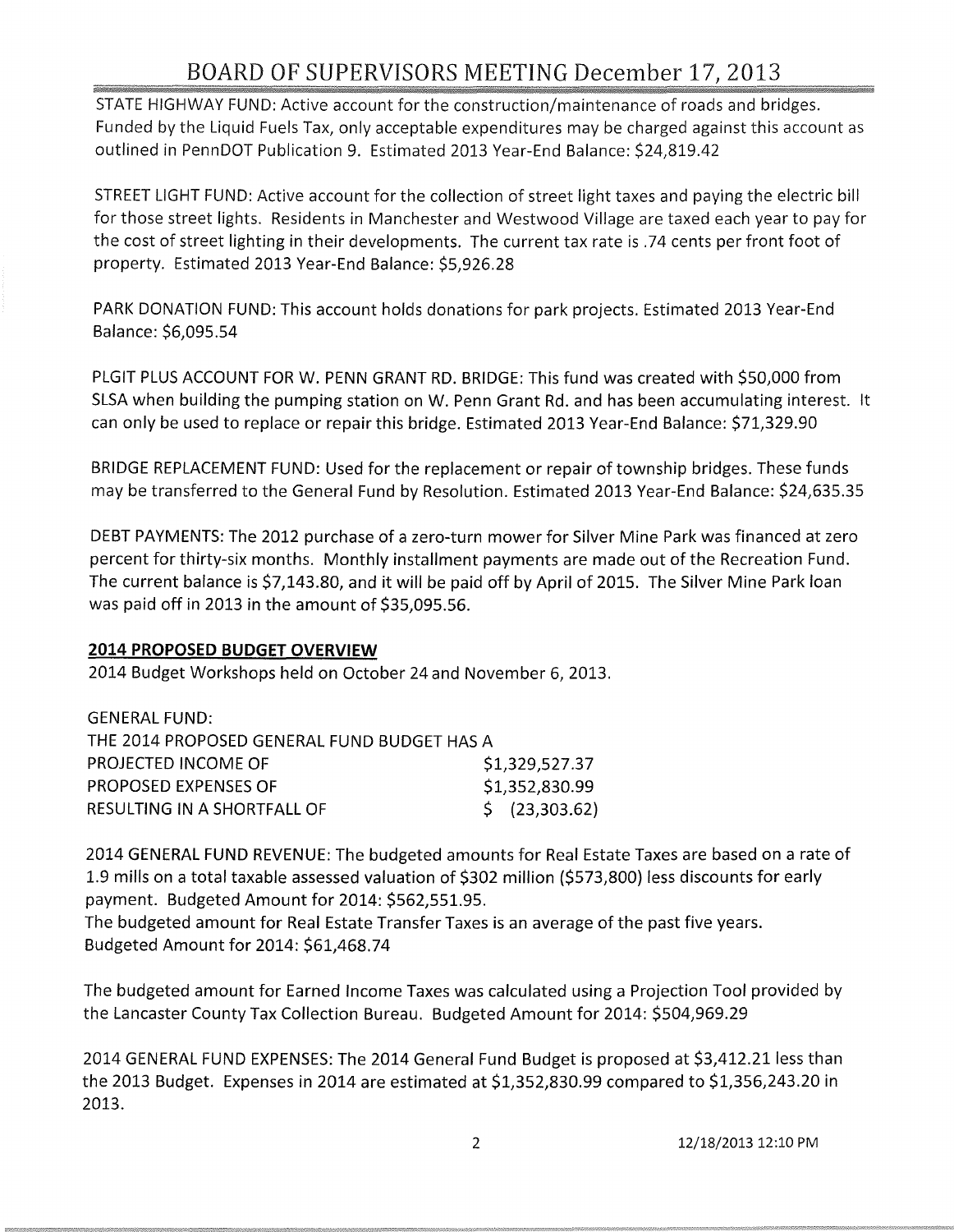STATE HIGHWAY FUND: Active account for the construction/maintenance of roads and bridges. Funded by the Liquid Fuels Tax, only acceptable expenditures may be charged against this account as outlined in PennDOT Publication 9. Estimated 2013 Year-End Balance: $24,819.42

STREET LIGHT FUND: Active account for the collection of street light taxes and paying the electric bill for those street lights. Residents in Manchester and Westwood Village are taxed each year to pay for the cost of street lighting in their developments. The current tax rate is .74 cents per front foot of property. Estimated 2013 Year-End Balance: $5,926.28

PARK DONATION FUND: This account holds donations for park projects. Estimated 2013 Year-End Balance: $6,095.54

PLGIT PLUS ACCOUNT FOR W. PENN GRANT RD. BRIDGE: This fund was created with $50,000 from SLSA when building the pumping station on W. Penn Grant Rd. and has been accumulating interest. It can only be used to replace or repair this bridge. Estimated 2013 Year-End Balance: $71,329.90

BRIDGE REPLACEMENT FUND: Used for the replacement or repair of township bridges. These funds may be transferred to the General Fund by Resolution. Estimated 2013 Year-End Balance: $24,635.35

DEBT PAYMENTS: The 2012 purchase of a zero-turn mower for Silver Mine Park was financed at zero percent for thirty-six months. Monthly installment payments are made out of the Recreation Fund. The current balance is $7,143.80, and it will be paid off by April of 2015. The Silver Mine Park loan was paid off in 2013 in the amount of $35,095.56.

## 2014 PROPOSED BUDGET OVERVIEW

2014 Budget Workshops held on October 24 and November 6, 2013.

GENERAL FUND:

THE 2014 PROPOSED GENERAL FUND BUDGET HAS A

| | |
|---|---|
| PROJECTED INCOME OF | $1,329,527.37 |
| PROPOSED EXPENSES OF | $1,352,830.99 |
| RESULTING IN A SHORTFALL OF | $ (23,303.62) |

2014 GENERAL FUND REVENUE: The budgeted amounts for Real Estate Taxes are based on a rate of 1.9 mills on a total taxable assessed valuation of $302 million ($573,800) less discounts for early payment. Budgeted Amount for 2014: $562,551.95.

The budgeted amount for Real Estate Transfer Taxes is an average of the past five years. Budgeted Amount for 2014: $61,468.74

The budgeted amount for Earned Income Taxes was calculated using a Projection Tool provided by the Lancaster County Tax Collection Bureau. Budgeted Amount for 2014: $504,969.29

2014 GENERAL FUND EXPENSES: The 2014 General Fund Budget is proposed at $3,412.21 less than the 2013 Budget. Expenses in 2014 are estimated at $1,352,830.99 compared to $1,356,243.20 in 2013.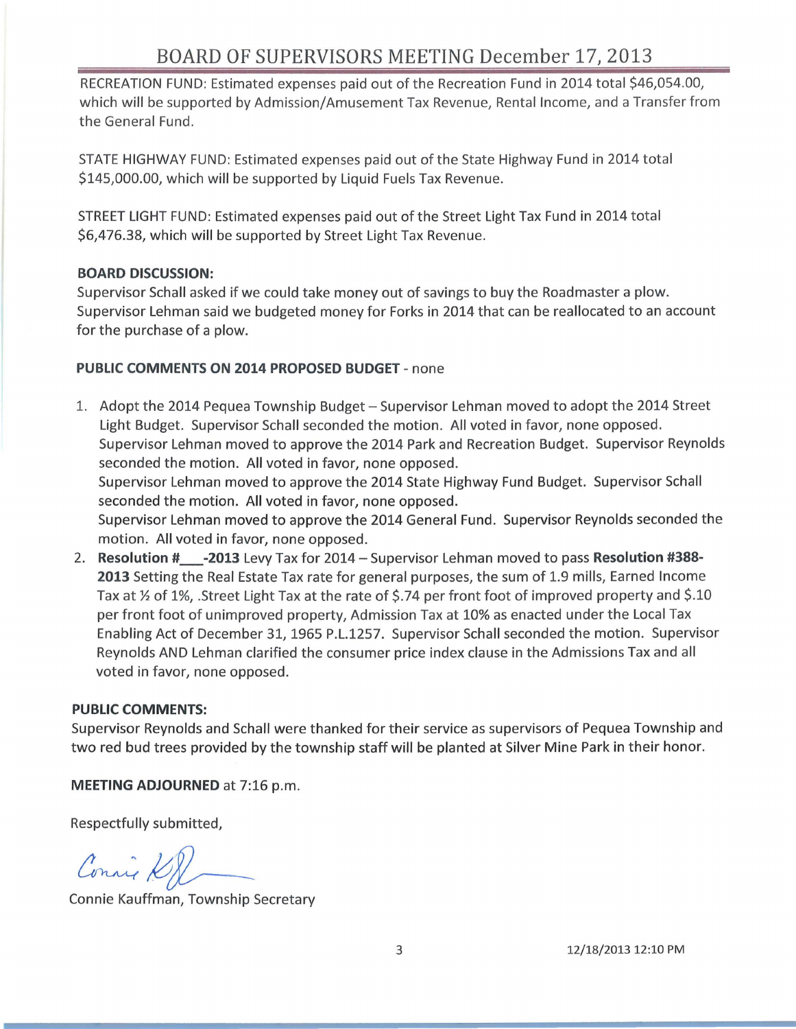RECREATION FUND: Estimated expenses paid out of the Recreation Fund in 2014 total $46,054.00, which will be supported by Admission/Amusement Tax Revenue, Rental Income, and a Transfer from the General Fund.

STATE HIGHWAY FUND: Estimated expenses paid out of the State Highway Fund in 2014 total $145,000.00, which will be supported by Liquid Fuels Tax Revenue.

STREET LIGHT FUND: Estimated expenses paid out of the Street Light Tax Fund in 2014 total $6,476.38, which will be supported by Street Light Tax Revenue.

**BOARD DISCUSSION:**
Supervisor Schall asked if we could take money out of savings to buy the Roadmaster a plow. Supervisor Lehman said we budgeted money for Forks in 2014 that can be reallocated to an account for the purchase of a plow.

**PUBLIC COMMENTS ON 2014 PROPOSED BUDGET** - none

1. Adopt the 2014 Pequea Township Budget – Supervisor Lehman moved to adopt the 2014 Street Light Budget. Supervisor Schall seconded the motion. All voted in favor, none opposed. Supervisor Lehman moved to approve the 2014 Park and Recreation Budget. Supervisor Reynolds seconded the motion. All voted in favor, none opposed. Supervisor Lehman moved to approve the 2014 State Highway Fund Budget. Supervisor Schall seconded the motion. All voted in favor, none opposed. Supervisor Lehman moved to approve the 2014 General Fund. Supervisor Reynolds seconded the motion. All voted in favor, none opposed.
2. **Resolution #___-2013** Levy Tax for 2014 – Supervisor Lehman moved to pass **Resolution #388-2013** Setting the Real Estate Tax rate for general purposes, the sum of 1.9 mills, Earned Income Tax at ½ of 1%, .Street Light Tax at the rate of $.74 per front foot of improved property and $.10 per front foot of unimproved property, Admission Tax at 10% as enacted under the Local Tax Enabling Act of December 31, 1965 P.L.1257. Supervisor Schall seconded the motion. Supervisor Reynolds AND Lehman clarified the consumer price index clause in the Admissions Tax and all voted in favor, none opposed.

**PUBLIC COMMENTS:**
Supervisor Reynolds and Schall were thanked for their service as supervisors of Pequea Township and two red bud trees provided by the township staff will be planted at Silver Mine Park in their honor.

**MEETING ADJOURNED** at 7:16 p.m.

Respectfully submitted,

Connie Kauffman, Township Secretary

12/18/2013 12:10 PM